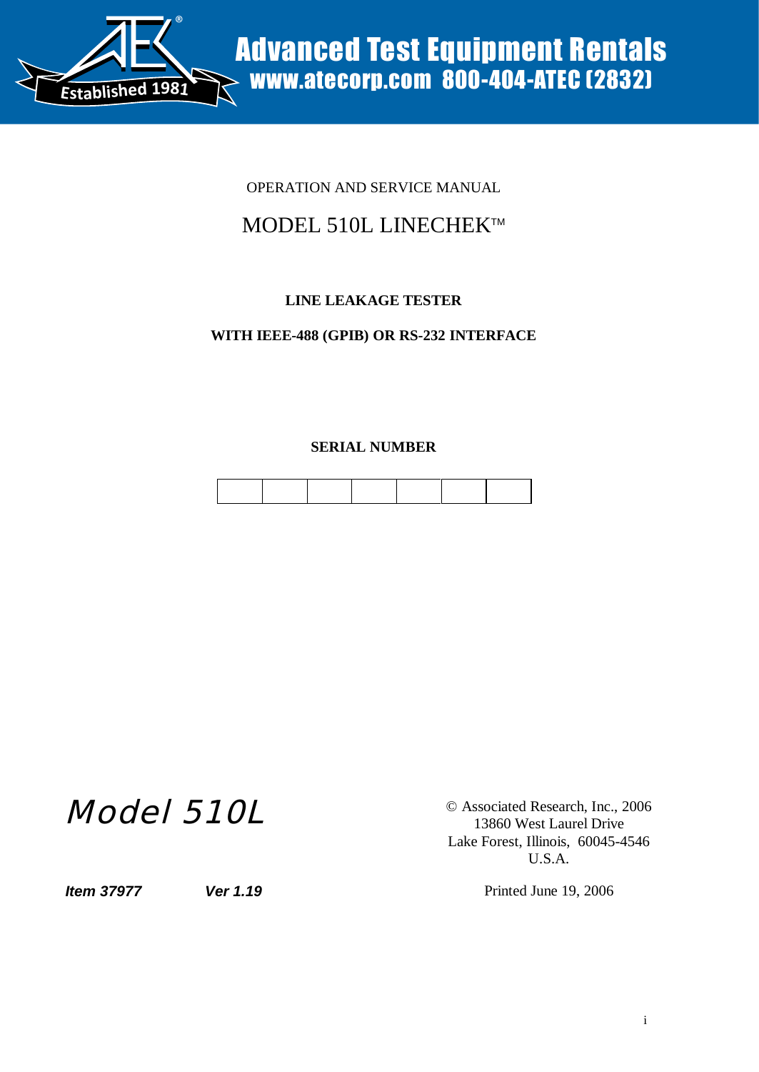Advanced Test Equipment Rentals
www.atecorp.com 800-404-ATEC (2832)

Established 1981

OPERATION AND SERVICE MANUAL

# MODEL 510L LINECHEK™

**LINE LEAKAGE TESTER**

**WITH IEEE-488 (GPIB) OR RS-232 INTERFACE**

**SERIAL NUMBER**

| | | | | | | |
|---|---|---|---|---|---|---|
| | | | | | | |

*Model 510L*

© Associated Research, Inc., 2006
13860 West Laurel Drive
Lake Forest, Illinois, 60045-4546
U.S.A.

***Item 37977*** ***Ver 1.19***

Printed June 19, 2006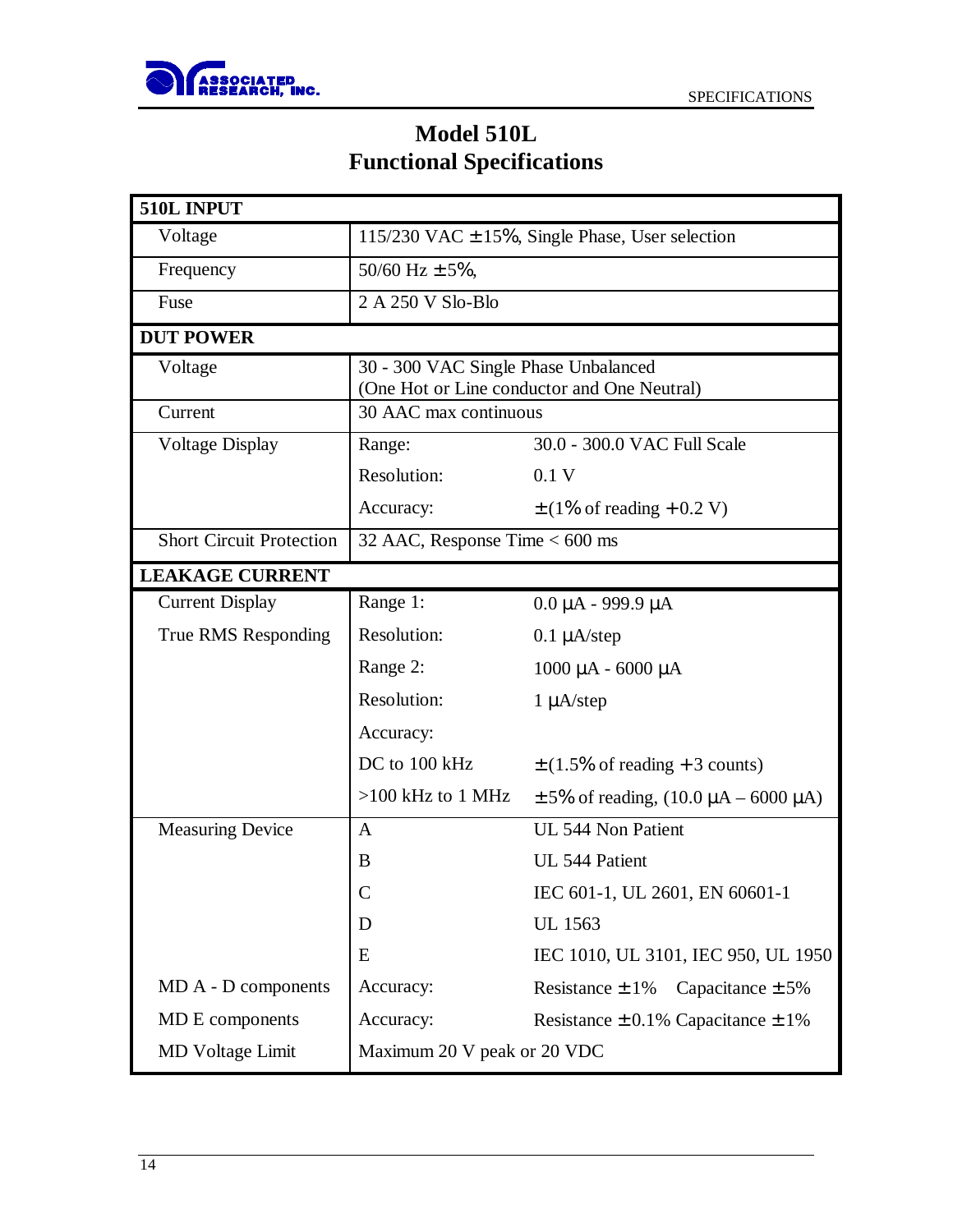# Model 510L
# Functional Specifications

| **510L INPUT** | | |
|---|---|---|
| Voltage | 115/230 VAC ± 15%, Single Phase, User selection | |
| Frequency | 50/60 Hz ± 5%, | |
| Fuse | 2 A 250 V Slo-Blo | |
| **DUT POWER** | | |
| Voltage | 30 - 300 VAC Single Phase Unbalanced (One Hot or Line conductor and One Neutral) | |
| Current | 30 AAC max continuous | |
| Voltage Display | Range: | 30.0 - 300.0 VAC Full Scale |
| | Resolution: | 0.1 V |
| | Accuracy: | ± (1% of reading + 0.2 V) |
| Short Circuit Protection | 32 AAC, Response Time < 600 ms | |
| **LEAKAGE CURRENT** | | |
| Current Display | Range 1: | 0.0 µA - 999.9 µA |
| True RMS Responding | Resolution: | 0.1 µA/step |
| | Range 2: | 1000 µA - 6000 µA |
| | Resolution: | 1 µA/step |
| | Accuracy: | |
| | DC to 100 kHz | ± (1.5% of reading + 3 counts) |
| | >100 kHz to 1 MHz | ± 5% of reading, (10.0 µA – 6000 µA) |
| Measuring Device | A | UL 544 Non Patient |
| | B | UL 544 Patient |
| | C | IEC 601-1, UL 2601, EN 60601-1 |
| | D | UL 1563 |
| | E | IEC 1010, UL 3101, IEC 950, UL 1950 |
| MD A - D components | Accuracy: | Resistance ± 1% Capacitance ± 5% |
| MD E components | Accuracy: | Resistance ± 0.1% Capacitance ± 1% |
| MD Voltage Limit | Maximum 20 V peak or 20 VDC | |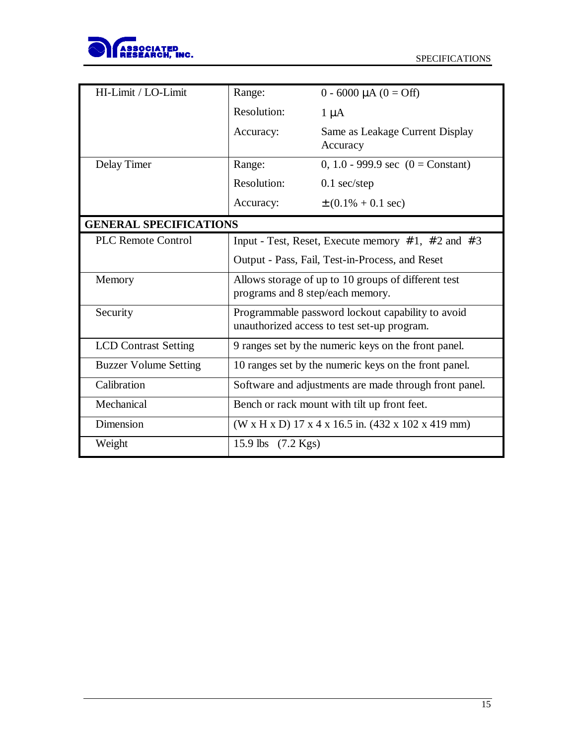| | | |
|---|---|---|
| HI-Limit / LO-Limit | Range: | 0 - 6000 µA (0 = Off) |
| | Resolution: | 1 µA |
| | Accuracy: | Same as Leakage Current Display Accuracy |
| Delay Timer | Range: | 0, 1.0 - 999.9 sec (0 = Constant) |
| | Resolution: | 0.1 sec/step |
| | Accuracy: | ±(0.1% + 0.1 sec) |
| **GENERAL SPECIFICATIONS** | | |
| PLC Remote Control | Input - Test, Reset, Execute memory #1, #2 and #3 | |
| | Output - Pass, Fail, Test-in-Process, and Reset | |
| Memory | Allows storage of up to 10 groups of different test programs and 8 step/each memory. | |
| Security | Programmable password lockout capability to avoid unauthorized access to test set-up program. | |
| LCD Contrast Setting | 9 ranges set by the numeric keys on the front panel. | |
| Buzzer Volume Setting | 10 ranges set by the numeric keys on the front panel. | |
| Calibration | Software and adjustments are made through front panel. | |
| Mechanical | Bench or rack mount with tilt up front feet. | |
| Dimension | (W x H x D) 17 x 4 x 16.5 in. (432 x 102 x 419 mm) | |
| Weight | 15.9 lbs (7.2 Kgs) | |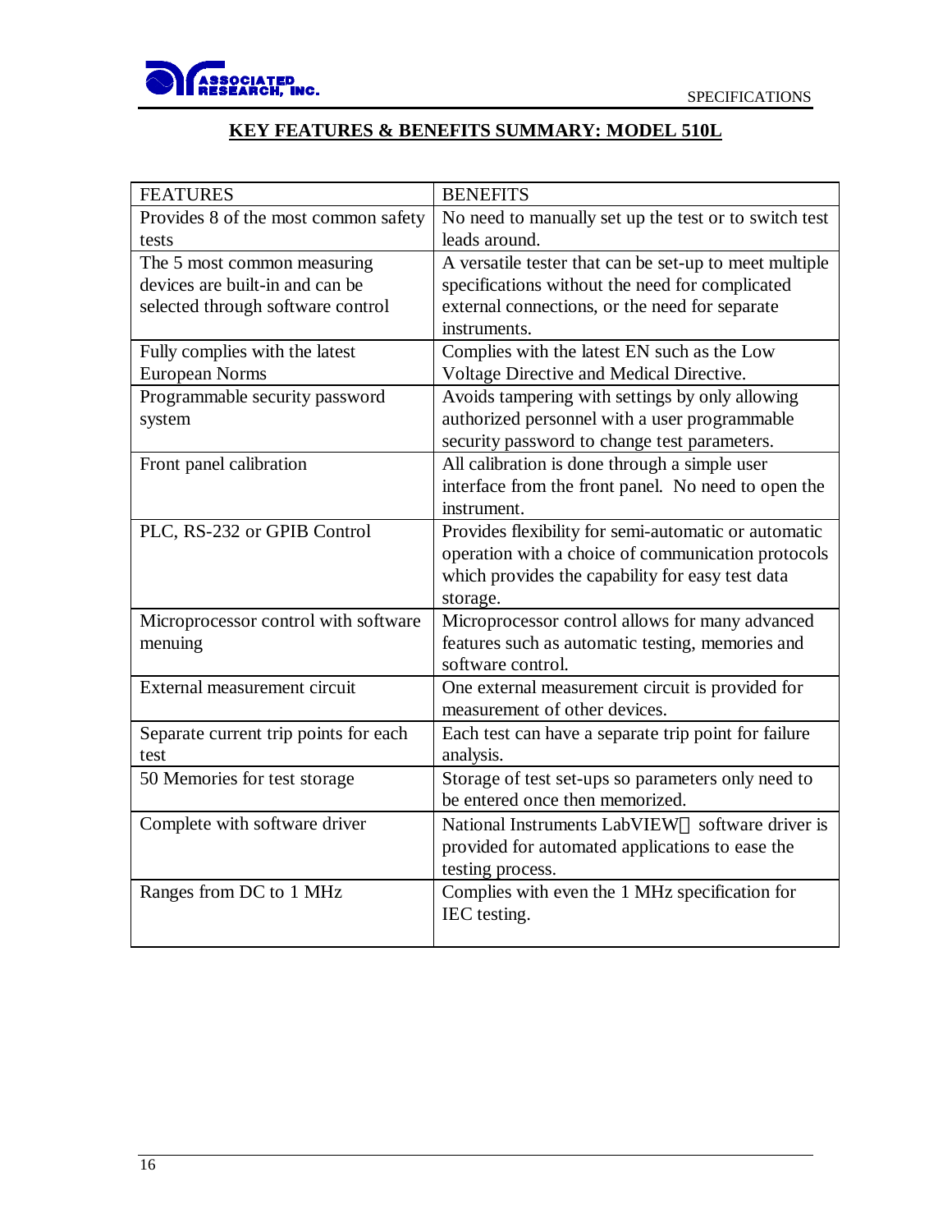## KEY FEATURES & BENEFITS SUMMARY: MODEL 510L

| FEATURES | BENEFITS |
|---|---|
| Provides 8 of the most common safety tests | No need to manually set up the test or to switch test leads around. |
| The 5 most common measuring devices are built-in and can be selected through software control | A versatile tester that can be set-up to meet multiple specifications without the need for complicated external connections, or the need for separate instruments. |
| Fully complies with the latest European Norms | Complies with the latest EN such as the Low Voltage Directive and Medical Directive. |
| Programmable security password system | Avoids tampering with settings by only allowing authorized personnel with a user programmable security password to change test parameters. |
| Front panel calibration | All calibration is done through a simple user interface from the front panel. No need to open the instrument. |
| PLC, RS-232 or GPIB Control | Provides flexibility for semi-automatic or automatic operation with a choice of communication protocols which provides the capability for easy test data storage. |
| Microprocessor control with software menuing | Microprocessor control allows for many advanced features such as automatic testing, memories and software control. |
| External measurement circuit | One external measurement circuit is provided for measurement of other devices. |
| Separate current trip points for each test | Each test can have a separate trip point for failure analysis. |
| 50 Memories for test storage | Storage of test set-ups so parameters only need to be entered once then memorized. |
| Complete with software driver | National Instruments LabVIEW software driver is provided for automated applications to ease the testing process. |
| Ranges from DC to 1 MHz | Complies with even the 1 MHz specification for IEC testing. |